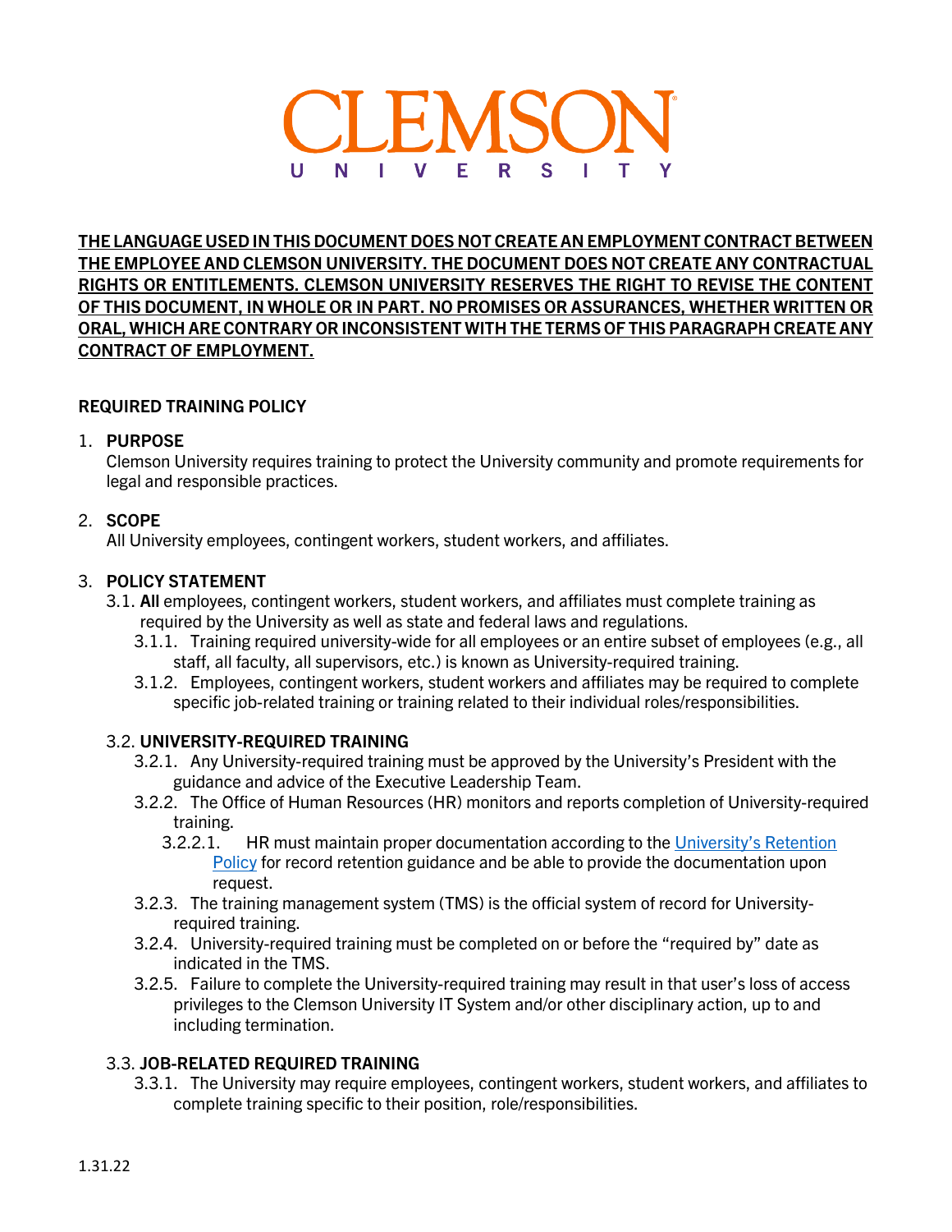# CLEMSON UNIVERSITY

**THE LANGUAGE USED IN THIS DOCUMENT DOES NOT CREATE AN EMPLOYMENT CONTRACT BETWEEN THE EMPLOYEE AND CLEMSON UNIVERSITY. THE DOCUMENT DOES NOT CREATE ANY CONTRACTUAL RIGHTS OR ENTITLEMENTS. CLEMSON UNIVERSITY RESERVES THE RIGHT TO REVISE THE CONTENT OF THIS DOCUMENT, IN WHOLE OR IN PART. NO PROMISES OR ASSURANCES, WHETHER WRITTEN OR ORAL, WHICH ARE CONTRARY OR INCONSISTENT WITH THE TERMS OF THIS PARAGRAPH CREATE ANY CONTRACT OF EMPLOYMENT.**

## REQUIRED TRAINING POLICY

1. **PURPOSE**
   Clemson University requires training to protect the University community and promote requirements for legal and responsible practices.

2. **SCOPE**
   All University employees, contingent workers, student workers, and affiliates.

3. **POLICY STATEMENT**
   - 3.1. **All** employees, contingent workers, student workers, and affiliates must complete training as required by the University as well as state and federal laws and regulations.
     - 3.1.1. Training required university-wide for all employees or an entire subset of employees (e.g., all staff, all faculty, all supervisors, etc.) is known as University-required training.
     - 3.1.2. Employees, contingent workers, student workers and affiliates may be required to complete specific job-related training or training related to their individual roles/responsibilities.
   - 3.2. **UNIVERSITY-REQUIRED TRAINING**
     - 3.2.1. Any University-required training must be approved by the University's President with the guidance and advice of the Executive Leadership Team.
     - 3.2.2. The Office of Human Resources (HR) monitors and reports completion of University-required training.
       - 3.2.2.1. HR must maintain proper documentation according to the University's Retention Policy for record retention guidance and be able to provide the documentation upon request.
     - 3.2.3. The training management system (TMS) is the official system of record for University-required training.
     - 3.2.4. University-required training must be completed on or before the "required by" date as indicated in the TMS.
     - 3.2.5. Failure to complete the University-required training may result in that user's loss of access privileges to the Clemson University IT System and/or other disciplinary action, up to and including termination.
   - 3.3. **JOB-RELATED REQUIRED TRAINING**
     - 3.3.1. The University may require employees, contingent workers, student workers, and affiliates to complete training specific to their position, role/responsibilities.

1.31.22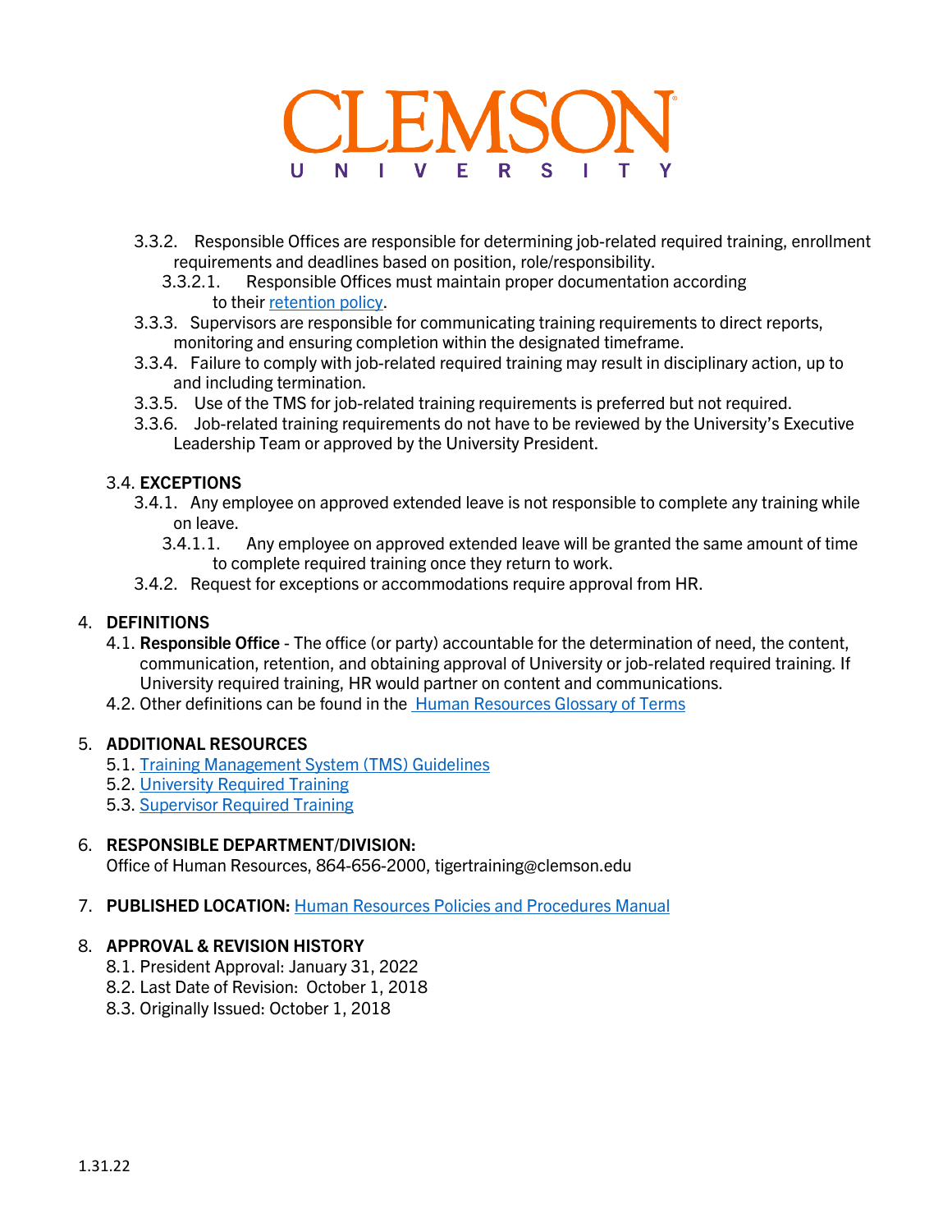3.3.2. Responsible Offices are responsible for determining job-related required training, enrollment requirements and deadlines based on position, role/responsibility.

3.3.2.1. Responsible Offices must maintain proper documentation according to their retention policy.

3.3.3. Supervisors are responsible for communicating training requirements to direct reports, monitoring and ensuring completion within the designated timeframe.

3.3.4. Failure to comply with job-related required training may result in disciplinary action, up to and including termination.

3.3.5. Use of the TMS for job-related training requirements is preferred but not required.

3.3.6. Job-related training requirements do not have to be reviewed by the University's Executive Leadership Team or approved by the University President.

3.4. **EXCEPTIONS**

3.4.1. Any employee on approved extended leave is not responsible to complete any training while on leave.

3.4.1.1. Any employee on approved extended leave will be granted the same amount of time to complete required training once they return to work.

3.4.2. Request for exceptions or accommodations require approval from HR.

## 4. DEFINITIONS

4.1. **Responsible Office** - The office (or party) accountable for the determination of need, the content, communication, retention, and obtaining approval of University or job-related required training. If University required training, HR would partner on content and communications.

4.2. Other definitions can be found in the Human Resources Glossary of Terms

## 5. ADDITIONAL RESOURCES

5.1. Training Management System (TMS) Guidelines

5.2. University Required Training

5.3. Supervisor Required Training

## 6. RESPONSIBLE DEPARTMENT/DIVISION:

Office of Human Resources, 864-656-2000, tigertraining@clemson.edu

## 7. PUBLISHED LOCATION: Human Resources Policies and Procedures Manual

## 8. APPROVAL & REVISION HISTORY

8.1. President Approval: January 31, 2022

8.2. Last Date of Revision: October 1, 2018

8.3. Originally Issued: October 1, 2018